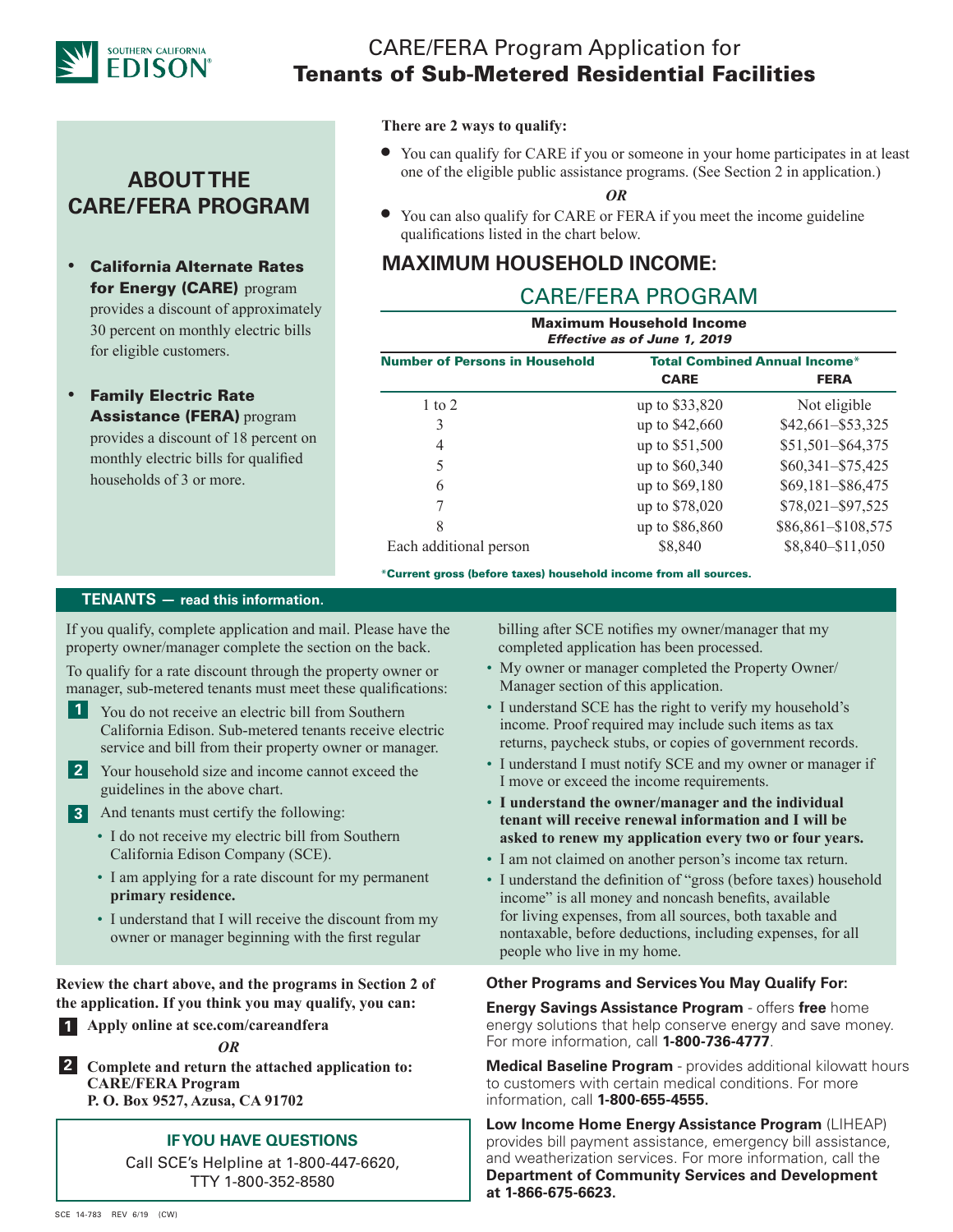# CARE/FERA Program Application for **Tenants of Sub-Metered Residential Facilities**

## ABOUT THE CARE/FERA PROGRAM

- **California Alternate Rates for Energy (CARE)** program provides a discount of approximately 30 percent on monthly electric bills for eligible customers.
- **Family Electric Rate Assistance (FERA)** program provides a discount of 18 percent on monthly electric bills for qualified households of 3 or more.

**There are 2 ways to qualify:**

- You can qualify for CARE if you or someone in your home participates in at least one of the eligible public assistance programs. (See Section 2 in application.)

*OR*

- You can also qualify for CARE or FERA if you meet the income guideline qualifications listed in the chart below.

## MAXIMUM HOUSEHOLD INCOME:

### CARE/FERA PROGRAM

**Maximum Household Income**
*Effective as of June 1, 2019*

| Number of Persons in Household | Total Combined Annual Income* | |
|---|---|---|
| | CARE | FERA |
| 1 to 2 | up to $33,820 | Not eligible |
| 3 | up to $42,660 | $42,661–$53,325 |
| 4 | up to $51,500 | $51,501–$64,375 |
| 5 | up to $60,340 | $60,341–$75,425 |
| 6 | up to $69,180 | $69,181–$86,475 |
| 7 | up to $78,020 | $78,021–$97,525 |
| 8 | up to $86,860 | $86,861–$108,575 |
| Each additional person | $8,840 | $8,840–$11,050 |

*Current gross (before taxes) household income from all sources.

## TENANTS — read this information.

If you qualify, complete application and mail. Please have the property owner/manager complete the section on the back.

To qualify for a rate discount through the property owner or manager, sub-metered tenants must meet these qualifications:

1. You do not receive an electric bill from Southern California Edison. Sub-metered tenants receive electric service and bill from their property owner or manager.
2. Your household size and income cannot exceed the guidelines in the above chart.
3. And tenants must certify the following:
   - I do not receive my electric bill from Southern California Edison Company (SCE).
   - I am applying for a rate discount for my permanent **primary residence.**
   - I understand that I will receive the discount from my owner or manager beginning with the first regular billing after SCE notifies my owner/manager that my completed application has been processed.
   - My owner or manager completed the Property Owner/ Manager section of this application.
   - I understand SCE has the right to verify my household's income. Proof required may include such items as tax returns, paycheck stubs, or copies of government records.
   - I understand I must notify SCE and my owner or manager if I move or exceed the income requirements.
   - **I understand the owner/manager and the individual tenant will receive renewal information and I will be asked to renew my application every two or four years.**
   - I am not claimed on another person's income tax return.
   - I understand the definition of "gross (before taxes) household income" is all money and noncash benefits, available for living expenses, from all sources, both taxable and nontaxable, before deductions, including expenses, for all people who live in my home.

**Review the chart above, and the programs in Section 2 of the application. If you think you may qualify, you can:**

1. **Apply online at sce.com/careandfera**

*OR*

2. **Complete and return the attached application to:**
   **CARE/FERA Program**
   **P. O. Box 9527, Azusa, CA 91702**

### IF YOU HAVE QUESTIONS

Call SCE's Helpline at 1-800-447-6620, TTY 1-800-352-8580

### Other Programs and Services You May Qualify For:

**Energy Savings Assistance Program** - offers **free** home energy solutions that help conserve energy and save money. For more information, call **1-800-736-4777**.

**Medical Baseline Program** - provides additional kilowatt hours to customers with certain medical conditions. For more information, call **1-800-655-4555.**

**Low Income Home Energy Assistance Program** (LIHEAP) provides bill payment assistance, emergency bill assistance, and weatherization services. For more information, call the **Department of Community Services and Development at 1-866-675-6623.**

SCE 14-783 REV 6/19 (CW)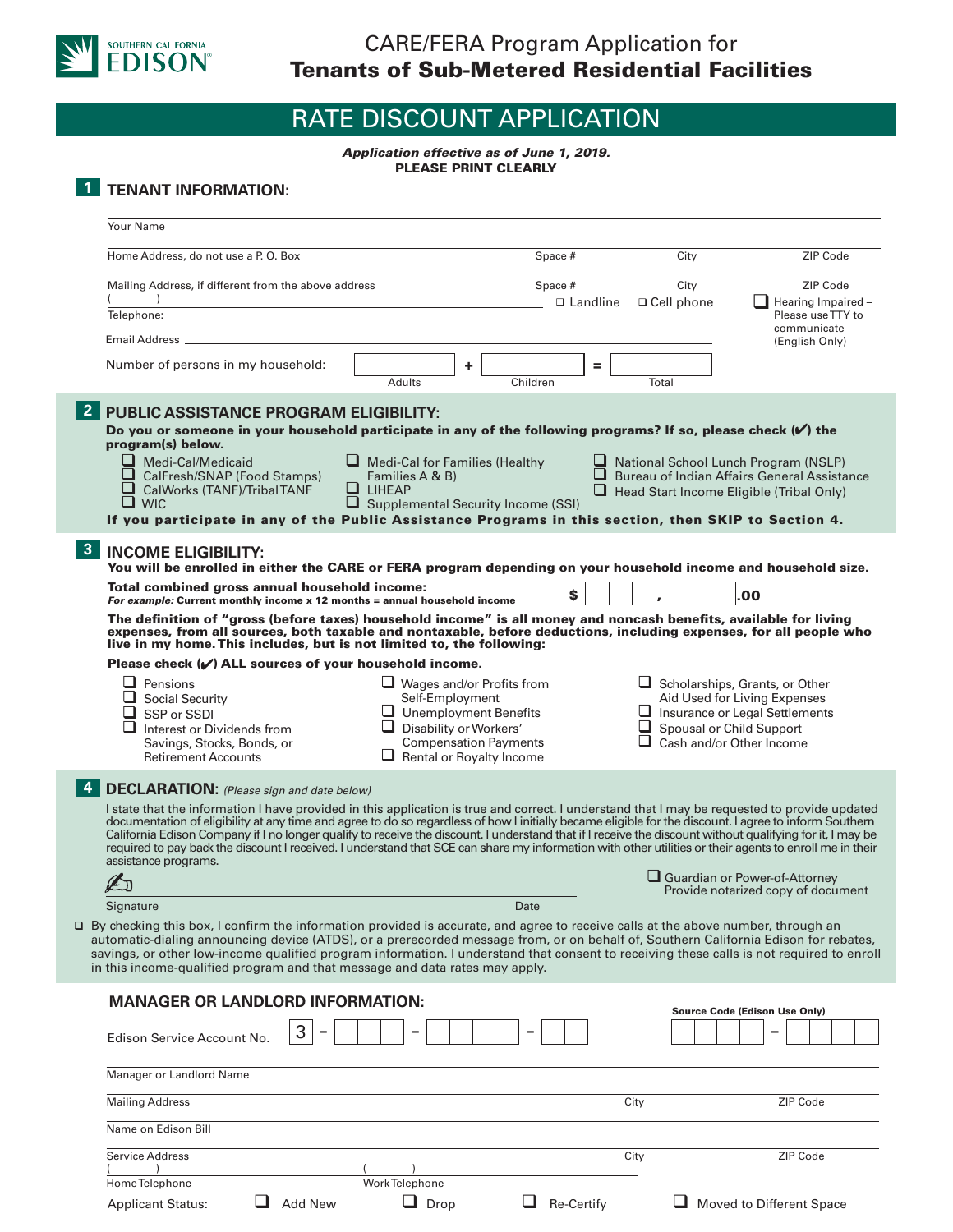SOUTHERN CALIFORNIA EDISON®

# CARE/FERA Program Application for **Tenants of Sub-Metered Residential Facilities**

## RATE DISCOUNT APPLICATION

***Application effective as of June 1, 2019.***
**PLEASE PRINT CLEARLY**

### 1 TENANT INFORMATION:

Your Name

Home Address, do not use a P. O. Box | Space # | City | ZIP Code

Mailing Address, if different from the above address | Space # | City | ZIP Code

Telephone: ( ) ❑ Landline ❑ Cell phone

❑ Hearing Impaired – Please use TTY to communicate (English Only)

Email Address

Number of persons in my household: ______ Adults + ______ Children = ______ Total

### 2 PUBLIC ASSISTANCE PROGRAM ELIGIBILITY:

**Do you or someone in your household participate in any of the following programs? If so, please check (✔) the program(s) below.**

- ❑ Medi-Cal/Medicaid
- ❑ CalFresh/SNAP (Food Stamps)
- ❑ CalWorks (TANF)/Tribal TANF
- ❑ WIC
- ❑ Medi-Cal for Families (Healthy Families A & B)
- ❑ LIHEAP
- ❑ Supplemental Security Income (SSI)
- ❑ National School Lunch Program (NSLP)
- ❑ Bureau of Indian Affairs General Assistance
- ❑ Head Start Income Eligible (Tribal Only)

**If you participate in any of the Public Assistance Programs in this section, then SKIP to Section 4.**

### 3 INCOME ELIGIBILITY:

**You will be enrolled in either the CARE or FERA program depending on your household income and household size.**

**Total combined gross annual household income:** $ ___ , ___ .00
***For example:* Current monthly income x 12 months = annual household income**

**The definition of "gross (before taxes) household income" is all money and noncash benefits, available for living expenses, from all sources, both taxable and nontaxable, before deductions, including expenses, for all people who live in my home. This includes, but is not limited to, the following:**

**Please check (✔) ALL sources of your household income.**

- ❑ Pensions
- ❑ Social Security
- ❑ SSP or SSDI
- ❑ Interest or Dividends from Savings, Stocks, Bonds, or Retirement Accounts
- ❑ Wages and/or Profits from Self-Employment
- ❑ Unemployment Benefits
- ❑ Disability or Workers' Compensation Payments
- ❑ Rental or Royalty Income
- ❑ Scholarships, Grants, or Other Aid Used for Living Expenses
- ❑ Insurance or Legal Settlements
- ❑ Spousal or Child Support
- ❑ Cash and/or Other Income

### 4 DECLARATION: *(Please sign and date below)*

I state that the information I have provided in this application is true and correct. I understand that I may be requested to provide updated documentation of eligibility at any time and agree to do so regardless of how I initially became eligible for the discount. I agree to inform Southern California Edison Company if I no longer qualify to receive the discount. I understand that if I receive the discount without qualifying for it, I may be required to pay back the discount I received. I understand that SCE can share my information with other utilities or their agents to enroll me in their assistance programs.

Signature ____________________ Date ________

❑ Guardian or Power-of-Attorney Provide notarized copy of document

❑ By checking this box, I confirm the information provided is accurate, and agree to receive calls at the above number, through an automatic-dialing announcing device (ATDS), or a prerecorded message from, or on behalf of, Southern California Edison for rebates, savings, or other low-income qualified program information. I understand that consent to receiving these calls is not required to enroll in this income-qualified program and that message and data rates may apply.

### MANAGER OR LANDLORD INFORMATION:

Edison Service Account No. 3 - ____ - ____ - ____

Source Code (Edison Use Only) ____ - ____

Manager or Landlord Name

Mailing Address | City | ZIP Code

Name on Edison Bill

Service Address | City | ZIP Code

Home Telephone ( ) | Work Telephone ( )

Applicant Status: ❑ Add New ❑ Drop ❑ Re-Certify ❑ Moved to Different Space